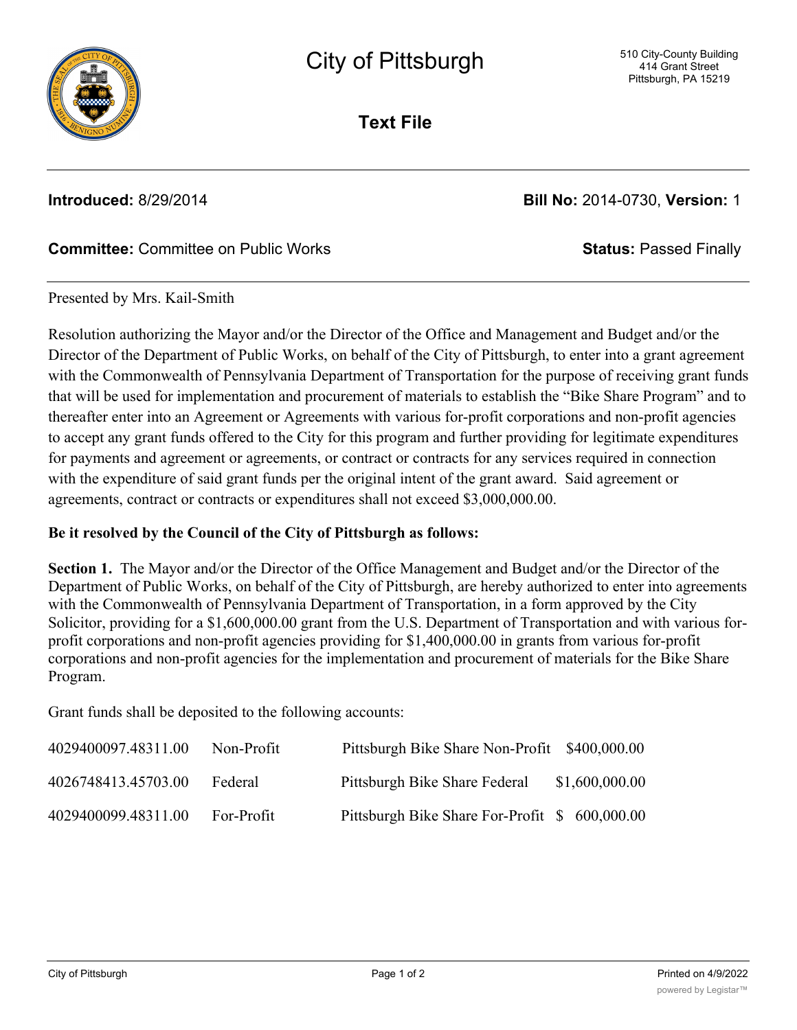# City of Pittsburgh

510 City-County Building
414 Grant Street
Pittsburgh, PA 15219

## Text File

**Introduced:** 8/29/2014 **Bill No:** 2014-0730, **Version:** 1

**Committee:** Committee on Public Works **Status:** Passed Finally

Presented by Mrs. Kail-Smith

Resolution authorizing the Mayor and/or the Director of the Office and Management and Budget and/or the Director of the Department of Public Works, on behalf of the City of Pittsburgh, to enter into a grant agreement with the Commonwealth of Pennsylvania Department of Transportation for the purpose of receiving grant funds that will be used for implementation and procurement of materials to establish the "Bike Share Program" and to thereafter enter into an Agreement or Agreements with various for-profit corporations and non-profit agencies to accept any grant funds offered to the City for this program and further providing for legitimate expenditures for payments and agreement or agreements, or contract or contracts for any services required in connection with the expenditure of said grant funds per the original intent of the grant award. Said agreement or agreements, contract or contracts or expenditures shall not exceed $3,000,000.00.

**Be it resolved by the Council of the City of Pittsburgh as follows:**

**Section 1.** The Mayor and/or the Director of the Office Management and Budget and/or the Director of the Department of Public Works, on behalf of the City of Pittsburgh, are hereby authorized to enter into agreements with the Commonwealth of Pennsylvania Department of Transportation, in a form approved by the City Solicitor, providing for a $1,600,000.00 grant from the U.S. Department of Transportation and with various for-profit corporations and non-profit agencies providing for $1,400,000.00 in grants from various for-profit corporations and non-profit agencies for the implementation and procurement of materials for the Bike Share Program.

Grant funds shall be deposited to the following accounts:

| | | | |
|---|---|---|---|
| 4029400097.48311.00 | Non-Profit | Pittsburgh Bike Share Non-Profit | $400,000.00 |
| 4026748413.45703.00 | Federal | Pittsburgh Bike Share Federal | $1,600,000.00 |
| 4029400099.48311.00 | For-Profit | Pittsburgh Bike Share For-Profit | $ 600,000.00 |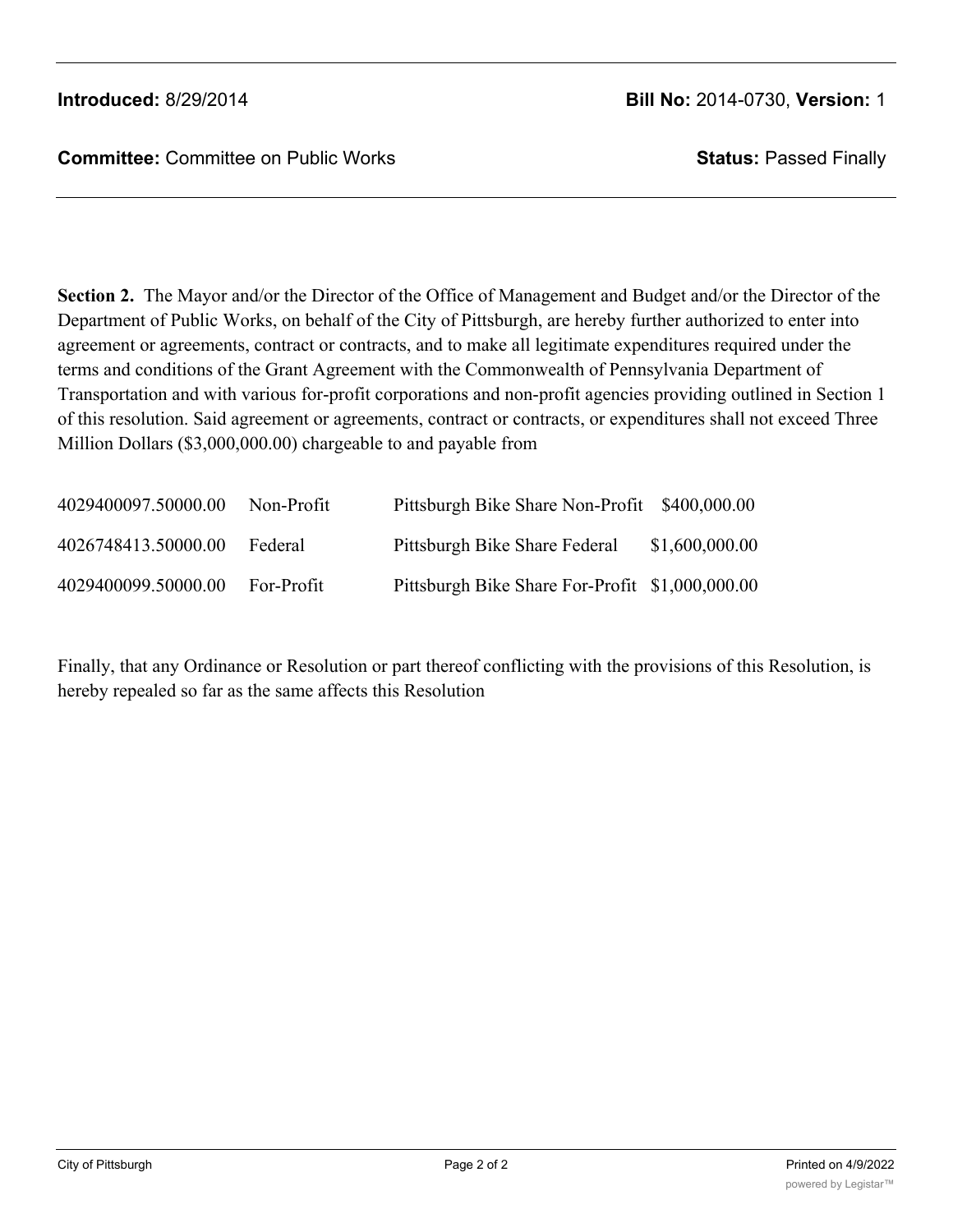**Introduced:** 8/29/2014 **Bill No:** 2014-0730, **Version:** 1

**Committee:** Committee on Public Works **Status:** Passed Finally

**Section 2.** The Mayor and/or the Director of the Office of Management and Budget and/or the Director of the Department of Public Works, on behalf of the City of Pittsburgh, are hereby further authorized to enter into agreement or agreements, contract or contracts, and to make all legitimate expenditures required under the terms and conditions of the Grant Agreement with the Commonwealth of Pennsylvania Department of Transportation and with various for-profit corporations and non-profit agencies providing outlined in Section 1 of this resolution. Said agreement or agreements, contract or contracts, or expenditures shall not exceed Three Million Dollars ($3,000,000.00) chargeable to and payable from

| | | | |
|---|---|---|---|
| 4029400097.50000.00 | Non-Profit | Pittsburgh Bike Share Non-Profit | $400,000.00 |
| 4026748413.50000.00 | Federal | Pittsburgh Bike Share Federal | $1,600,000.00 |
| 4029400099.50000.00 | For-Profit | Pittsburgh Bike Share For-Profit | $1,000,000.00 |

Finally, that any Ordinance or Resolution or part thereof conflicting with the provisions of this Resolution, is hereby repealed so far as the same affects this Resolution